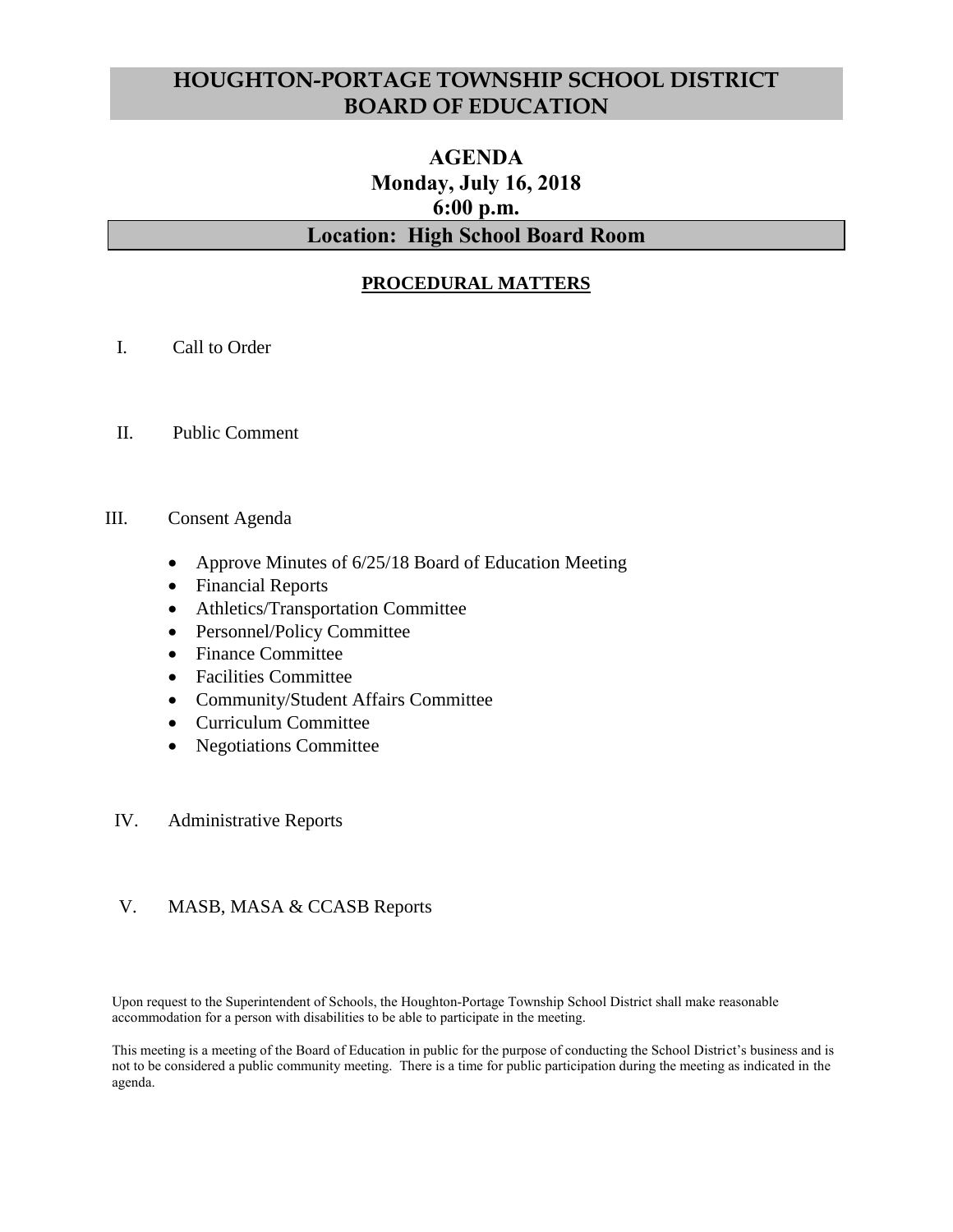# HOUGHTON-PORTAGE TOWNSHIP SCHOOL DISTRICT BOARD OF EDUCATION

## AGENDA
## Monday, July 16, 2018
## 6:00 p.m.

### Location: High School Board Room

**PROCEDURAL MATTERS**

I. Call to Order

II. Public Comment

III. Consent Agenda

- Approve Minutes of 6/25/18 Board of Education Meeting
- Financial Reports
- Athletics/Transportation Committee
- Personnel/Policy Committee
- Finance Committee
- Facilities Committee
- Community/Student Affairs Committee
- Curriculum Committee
- Negotiations Committee

IV. Administrative Reports

V. MASB, MASA & CCASB Reports

Upon request to the Superintendent of Schools, the Houghton-Portage Township School District shall make reasonable accommodation for a person with disabilities to be able to participate in the meeting.

This meeting is a meeting of the Board of Education in public for the purpose of conducting the School District's business and is not to be considered a public community meeting. There is a time for public participation during the meeting as indicated in the agenda.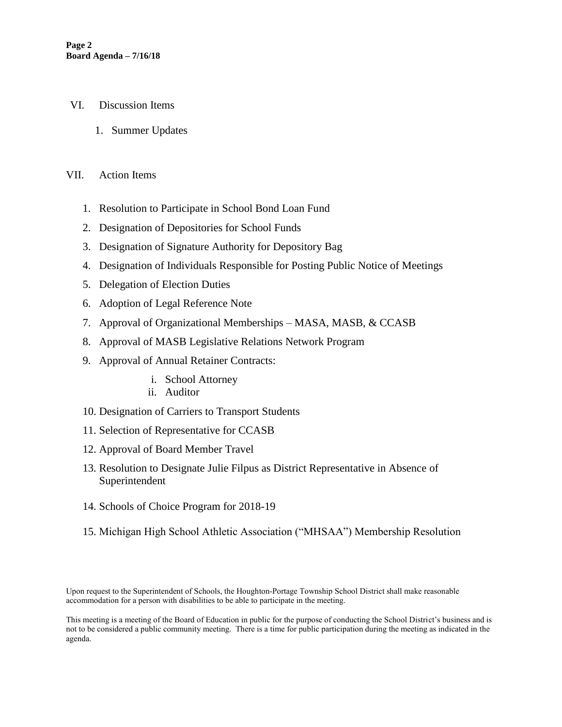VI. Discussion Items

1. Summer Updates

VII. Action Items

1. Resolution to Participate in School Bond Loan Fund
2. Designation of Depositories for School Funds
3. Designation of Signature Authority for Depository Bag
4. Designation of Individuals Responsible for Posting Public Notice of Meetings
5. Delegation of Election Duties
6. Adoption of Legal Reference Note
7. Approval of Organizational Memberships – MASA, MASB, & CCASB
8. Approval of MASB Legislative Relations Network Program
9. Approval of Annual Retainer Contracts:
    - i. School Attorney
    - ii. Auditor
10. Designation of Carriers to Transport Students
11. Selection of Representative for CCASB
12. Approval of Board Member Travel
13. Resolution to Designate Julie Filpus as District Representative in Absence of Superintendent
14. Schools of Choice Program for 2018-19
15. Michigan High School Athletic Association ("MHSAA") Membership Resolution

Upon request to the Superintendent of Schools, the Houghton-Portage Township School District shall make reasonable accommodation for a person with disabilities to be able to participate in the meeting.

This meeting is a meeting of the Board of Education in public for the purpose of conducting the School District's business and is not to be considered a public community meeting. There is a time for public participation during the meeting as indicated in the agenda.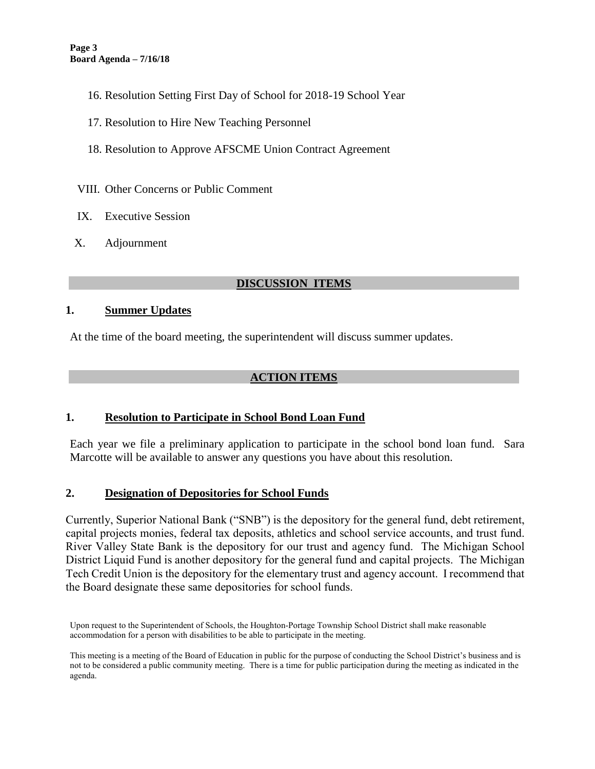16. Resolution Setting First Day of School for 2018-19 School Year

17. Resolution to Hire New Teaching Personnel

18. Resolution to Approve AFSCME Union Contract Agreement

VIII. Other Concerns or Public Comment

IX. Executive Session

X. Adjournment

## DISCUSSION ITEMS

### 1. Summer Updates

At the time of the board meeting, the superintendent will discuss summer updates.

## ACTION ITEMS

### 1. Resolution to Participate in School Bond Loan Fund

Each year we file a preliminary application to participate in the school bond loan fund. Sara Marcotte will be available to answer any questions you have about this resolution.

### 2. Designation of Depositories for School Funds

Currently, Superior National Bank ("SNB") is the depository for the general fund, debt retirement, capital projects monies, federal tax deposits, athletics and school service accounts, and trust fund. River Valley State Bank is the depository for our trust and agency fund. The Michigan School District Liquid Fund is another depository for the general fund and capital projects. The Michigan Tech Credit Union is the depository for the elementary trust and agency account. I recommend that the Board designate these same depositories for school funds.

Upon request to the Superintendent of Schools, the Houghton-Portage Township School District shall make reasonable accommodation for a person with disabilities to be able to participate in the meeting.

This meeting is a meeting of the Board of Education in public for the purpose of conducting the School District's business and is not to be considered a public community meeting. There is a time for public participation during the meeting as indicated in the agenda.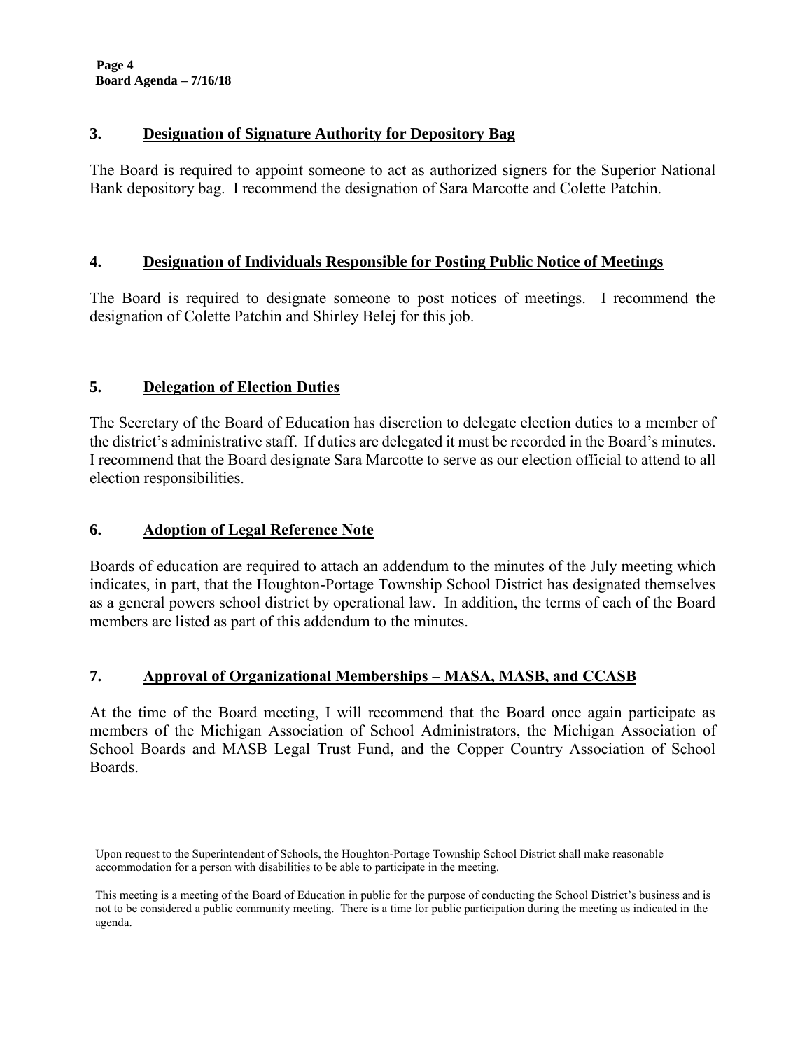## 3. Designation of Signature Authority for Depository Bag

The Board is required to appoint someone to act as authorized signers for the Superior National Bank depository bag. I recommend the designation of Sara Marcotte and Colette Patchin.

## 4. Designation of Individuals Responsible for Posting Public Notice of Meetings

The Board is required to designate someone to post notices of meetings. I recommend the designation of Colette Patchin and Shirley Belej for this job.

## 5. Delegation of Election Duties

The Secretary of the Board of Education has discretion to delegate election duties to a member of the district's administrative staff. If duties are delegated it must be recorded in the Board's minutes. I recommend that the Board designate Sara Marcotte to serve as our election official to attend to all election responsibilities.

## 6. Adoption of Legal Reference Note

Boards of education are required to attach an addendum to the minutes of the July meeting which indicates, in part, that the Houghton-Portage Township School District has designated themselves as a general powers school district by operational law. In addition, the terms of each of the Board members are listed as part of this addendum to the minutes.

## 7. Approval of Organizational Memberships – MASA, MASB, and CCASB

At the time of the Board meeting, I will recommend that the Board once again participate as members of the Michigan Association of School Administrators, the Michigan Association of School Boards and MASB Legal Trust Fund, and the Copper Country Association of School Boards.

Upon request to the Superintendent of Schools, the Houghton-Portage Township School District shall make reasonable accommodation for a person with disabilities to be able to participate in the meeting.

This meeting is a meeting of the Board of Education in public for the purpose of conducting the School District's business and is not to be considered a public community meeting. There is a time for public participation during the meeting as indicated in the agenda.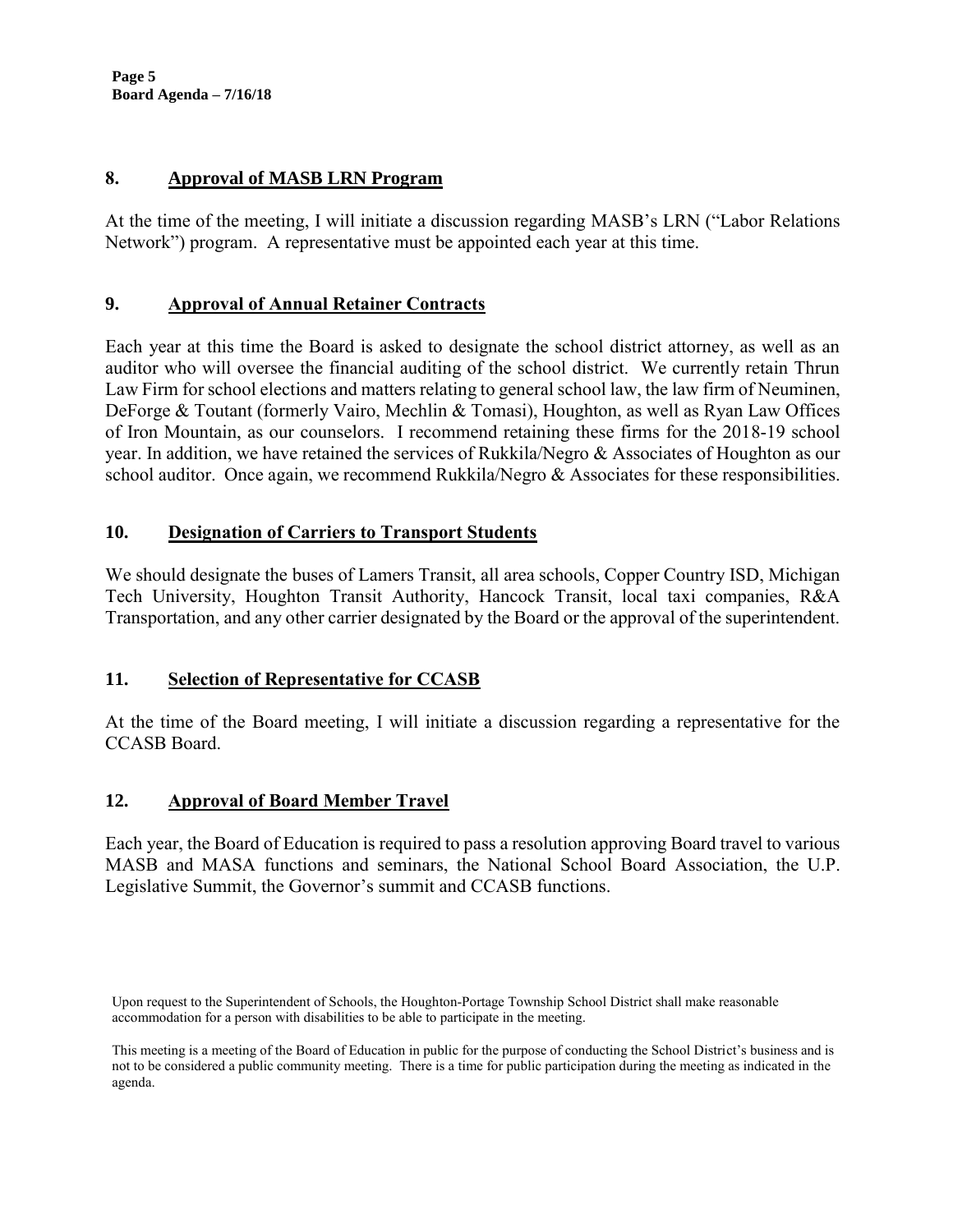## 8. Approval of MASB LRN Program

At the time of the meeting, I will initiate a discussion regarding MASB's LRN ("Labor Relations Network") program. A representative must be appointed each year at this time.

## 9. Approval of Annual Retainer Contracts

Each year at this time the Board is asked to designate the school district attorney, as well as an auditor who will oversee the financial auditing of the school district. We currently retain Thrun Law Firm for school elections and matters relating to general school law, the law firm of Neuminen, DeForge & Toutant (formerly Vairo, Mechlin & Tomasi), Houghton, as well as Ryan Law Offices of Iron Mountain, as our counselors. I recommend retaining these firms for the 2018-19 school year. In addition, we have retained the services of Rukkila/Negro & Associates of Houghton as our school auditor. Once again, we recommend Rukkila/Negro & Associates for these responsibilities.

## 10. Designation of Carriers to Transport Students

We should designate the buses of Lamers Transit, all area schools, Copper Country ISD, Michigan Tech University, Houghton Transit Authority, Hancock Transit, local taxi companies, R&A Transportation, and any other carrier designated by the Board or the approval of the superintendent.

## 11. Selection of Representative for CCASB

At the time of the Board meeting, I will initiate a discussion regarding a representative for the CCASB Board.

## 12. Approval of Board Member Travel

Each year, the Board of Education is required to pass a resolution approving Board travel to various MASB and MASA functions and seminars, the National School Board Association, the U.P. Legislative Summit, the Governor's summit and CCASB functions.

Upon request to the Superintendent of Schools, the Houghton-Portage Township School District shall make reasonable accommodation for a person with disabilities to be able to participate in the meeting.

This meeting is a meeting of the Board of Education in public for the purpose of conducting the School District's business and is not to be considered a public community meeting. There is a time for public participation during the meeting as indicated in the agenda.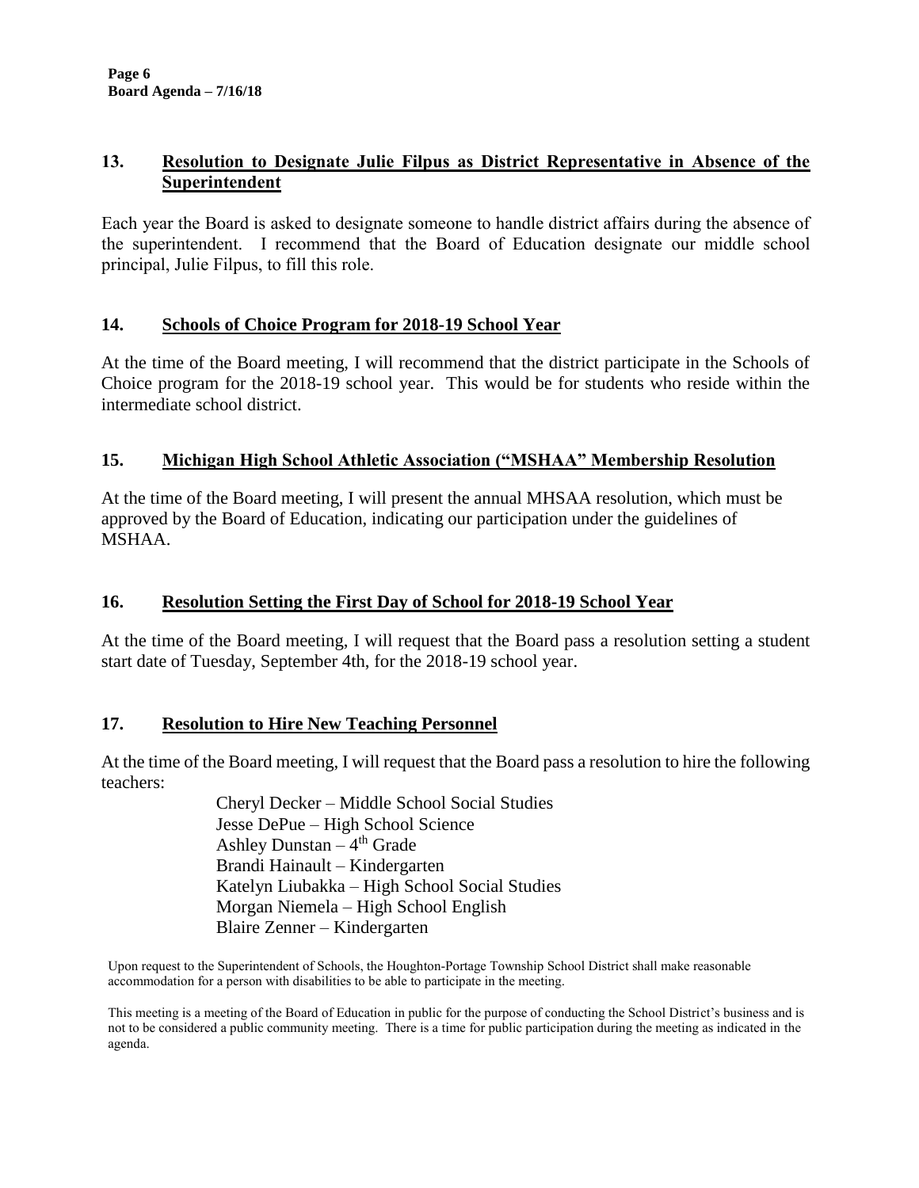## 13. Resolution to Designate Julie Filpus as District Representative in Absence of the Superintendent

Each year the Board is asked to designate someone to handle district affairs during the absence of the superintendent. I recommend that the Board of Education designate our middle school principal, Julie Filpus, to fill this role.

## 14. Schools of Choice Program for 2018-19 School Year

At the time of the Board meeting, I will recommend that the district participate in the Schools of Choice program for the 2018-19 school year. This would be for students who reside within the intermediate school district.

## 15. Michigan High School Athletic Association ("MSHAA" Membership Resolution

At the time of the Board meeting, I will present the annual MHSAA resolution, which must be approved by the Board of Education, indicating our participation under the guidelines of MSHAA.

## 16. Resolution Setting the First Day of School for 2018-19 School Year

At the time of the Board meeting, I will request that the Board pass a resolution setting a student start date of Tuesday, September 4th, for the 2018-19 school year.

## 17. Resolution to Hire New Teaching Personnel

At the time of the Board meeting, I will request that the Board pass a resolution to hire the following teachers:

- Cheryl Decker – Middle School Social Studies
- Jesse DePue – High School Science
- Ashley Dunstan – 4th Grade
- Brandi Hainault – Kindergarten
- Katelyn Liubakka – High School Social Studies
- Morgan Niemela – High School English
- Blaire Zenner – Kindergarten

Upon request to the Superintendent of Schools, the Houghton-Portage Township School District shall make reasonable accommodation for a person with disabilities to be able to participate in the meeting.

This meeting is a meeting of the Board of Education in public for the purpose of conducting the School District's business and is not to be considered a public community meeting. There is a time for public participation during the meeting as indicated in the agenda.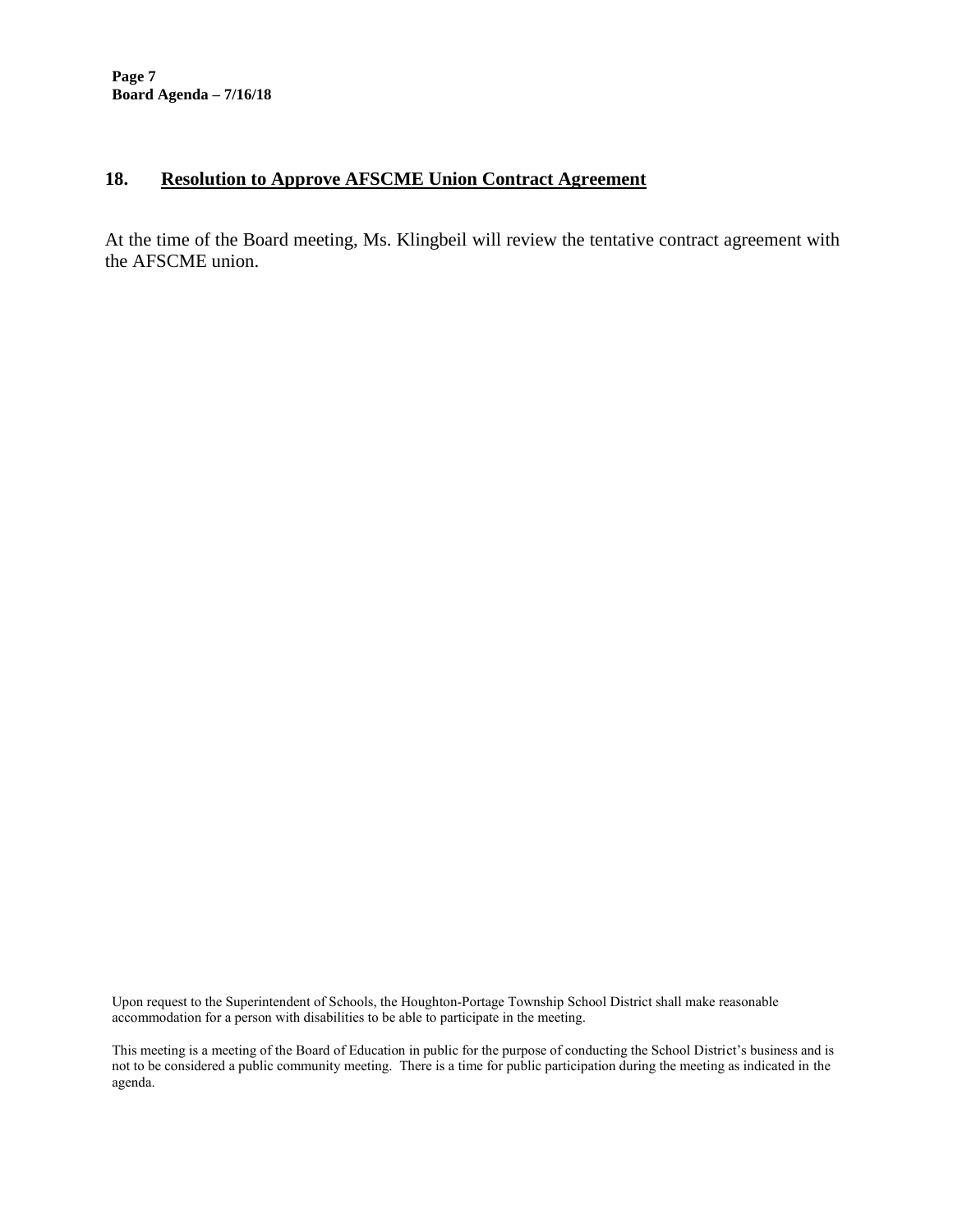## 18. Resolution to Approve AFSCME Union Contract Agreement

At the time of the Board meeting, Ms. Klingbeil will review the tentative contract agreement with the AFSCME union.

Upon request to the Superintendent of Schools, the Houghton-Portage Township School District shall make reasonable accommodation for a person with disabilities to be able to participate in the meeting.

This meeting is a meeting of the Board of Education in public for the purpose of conducting the School District's business and is not to be considered a public community meeting. There is a time for public participation during the meeting as indicated in the agenda.